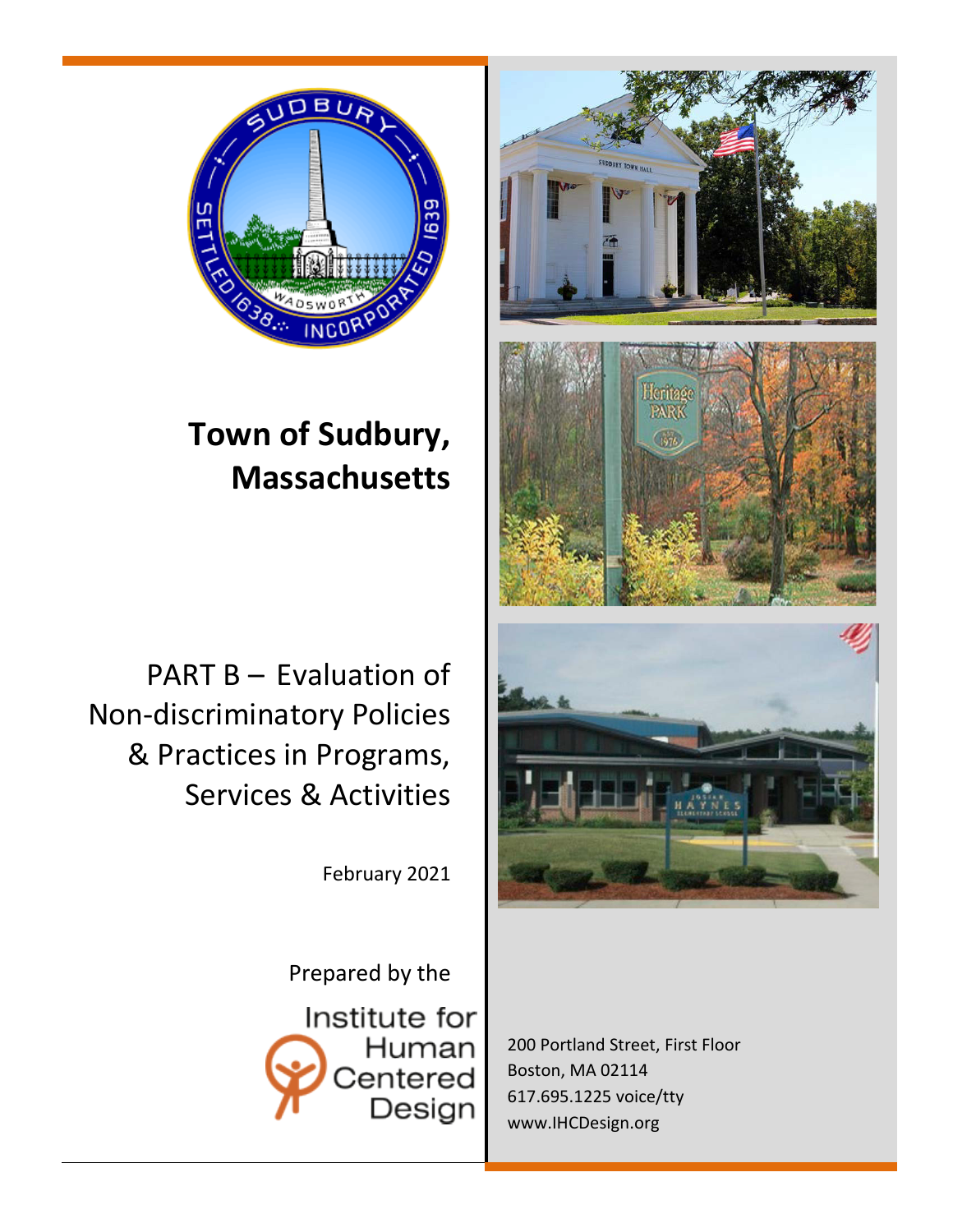# Town of Sudbury, Massachusetts

## PART B – Evaluation of Non-discriminatory Policies & Practices in Programs, Services & Activities

February 2021

Prepared by the

Institute for Human Centered Design

200 Portland Street, First Floor
Boston, MA 02114
617.695.1225 voice/tty
www.IHCDesign.org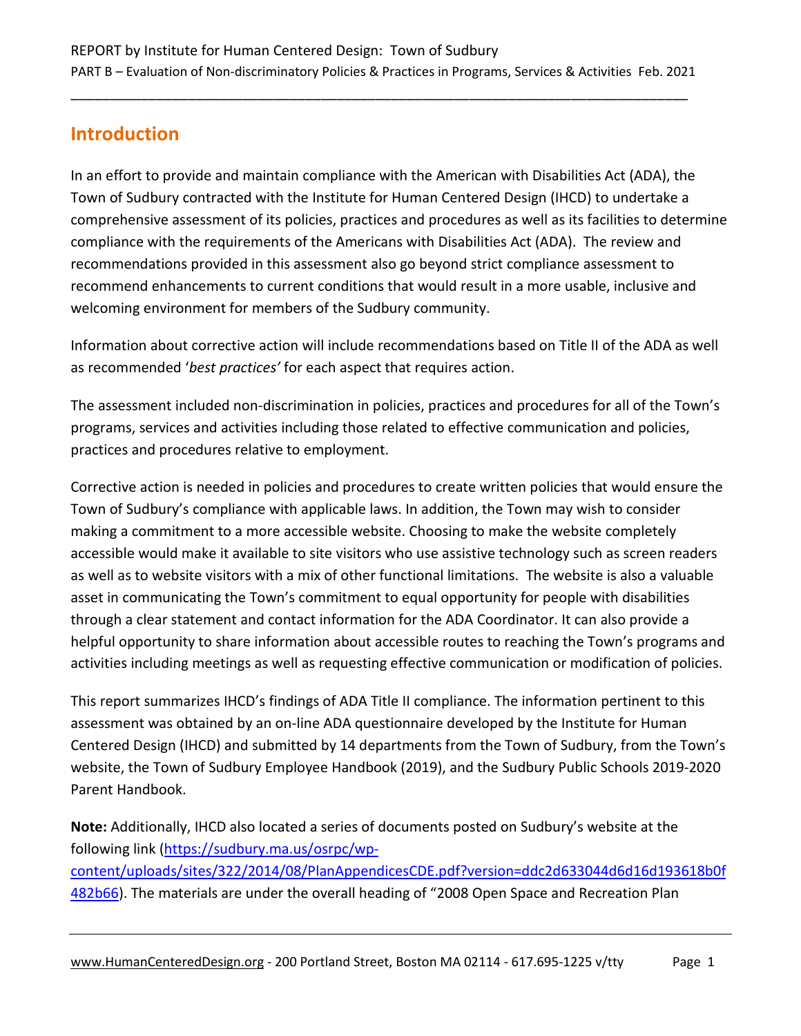## Introduction

In an effort to provide and maintain compliance with the American with Disabilities Act (ADA), the Town of Sudbury contracted with the Institute for Human Centered Design (IHCD) to undertake a comprehensive assessment of its policies, practices and procedures as well as its facilities to determine compliance with the requirements of the Americans with Disabilities Act (ADA). The review and recommendations provided in this assessment also go beyond strict compliance assessment to recommend enhancements to current conditions that would result in a more usable, inclusive and welcoming environment for members of the Sudbury community.

Information about corrective action will include recommendations based on Title II of the ADA as well as recommended '*best practices'* for each aspect that requires action.

The assessment included non-discrimination in policies, practices and procedures for all of the Town's programs, services and activities including those related to effective communication and policies, practices and procedures relative to employment.

Corrective action is needed in policies and procedures to create written policies that would ensure the Town of Sudbury's compliance with applicable laws. In addition, the Town may wish to consider making a commitment to a more accessible website. Choosing to make the website completely accessible would make it available to site visitors who use assistive technology such as screen readers as well as to website visitors with a mix of other functional limitations. The website is also a valuable asset in communicating the Town's commitment to equal opportunity for people with disabilities through a clear statement and contact information for the ADA Coordinator. It can also provide a helpful opportunity to share information about accessible routes to reaching the Town's programs and activities including meetings as well as requesting effective communication or modification of policies.

This report summarizes IHCD's findings of ADA Title II compliance. The information pertinent to this assessment was obtained by an on-line ADA questionnaire developed by the Institute for Human Centered Design (IHCD) and submitted by 14 departments from the Town of Sudbury, from the Town's website, the Town of Sudbury Employee Handbook (2019), and the Sudbury Public Schools 2019-2020 Parent Handbook.

**Note:** Additionally, IHCD also located a series of documents posted on Sudbury's website at the following link ([https://sudbury.ma.us/osrpc/wp-content/uploads/sites/322/2014/08/PlanAppendicesCDE.pdf?version=ddc2d633044d6d16d193618b0f482b66](https://sudbury.ma.us/osrpc/wp-content/uploads/sites/322/2014/08/PlanAppendicesCDE.pdf?version=ddc2d633044d6d16d193618b0f482b66)). The materials are under the overall heading of "2008 Open Space and Recreation Plan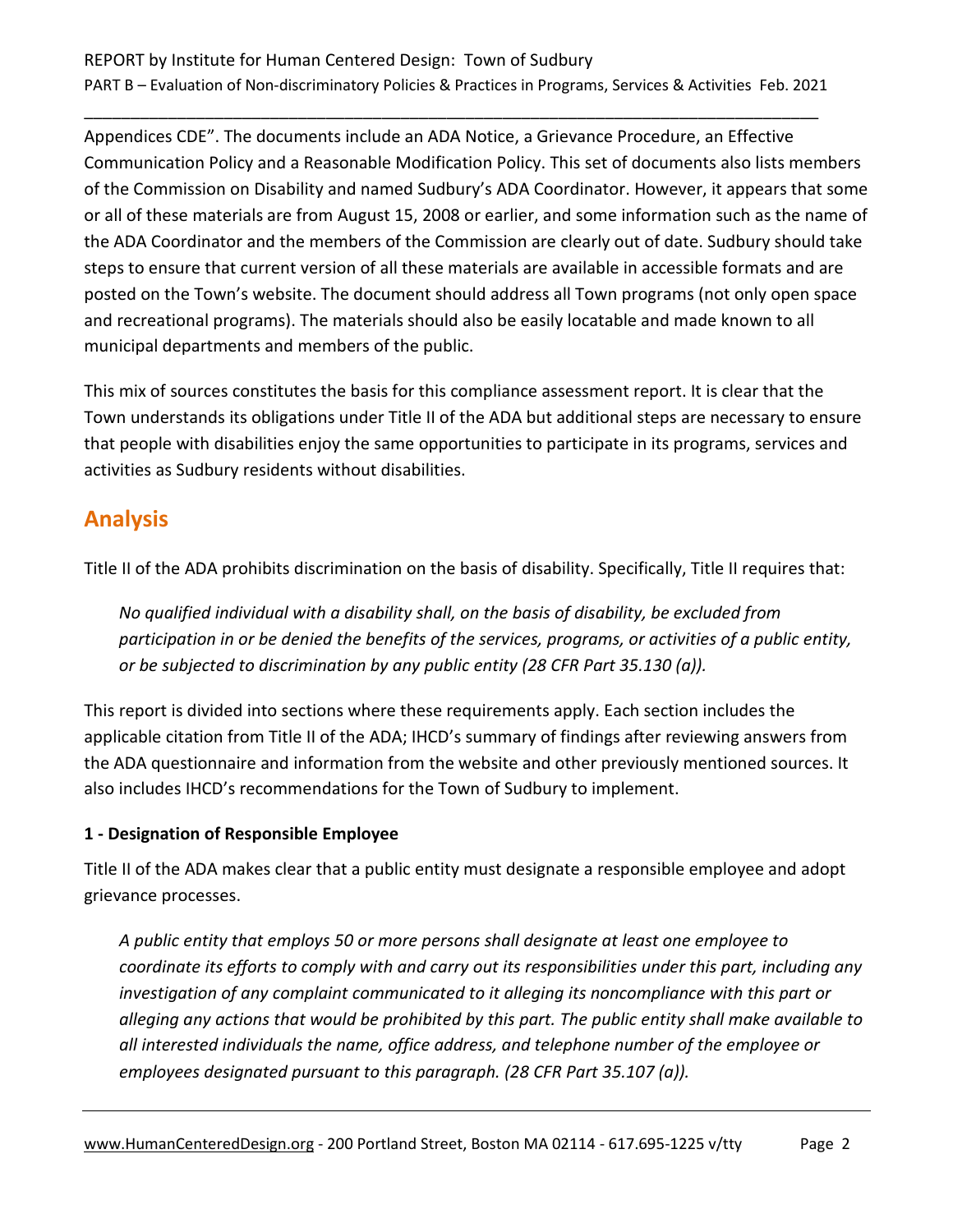Appendices CDE". The documents include an ADA Notice, a Grievance Procedure, an Effective Communication Policy and a Reasonable Modification Policy. This set of documents also lists members of the Commission on Disability and named Sudbury's ADA Coordinator. However, it appears that some or all of these materials are from August 15, 2008 or earlier, and some information such as the name of the ADA Coordinator and the members of the Commission are clearly out of date. Sudbury should take steps to ensure that current version of all these materials are available in accessible formats and are posted on the Town's website. The document should address all Town programs (not only open space and recreational programs). The materials should also be easily locatable and made known to all municipal departments and members of the public.

This mix of sources constitutes the basis for this compliance assessment report. It is clear that the Town understands its obligations under Title II of the ADA but additional steps are necessary to ensure that people with disabilities enjoy the same opportunities to participate in its programs, services and activities as Sudbury residents without disabilities.

## Analysis

Title II of the ADA prohibits discrimination on the basis of disability. Specifically, Title II requires that:

> *No qualified individual with a disability shall, on the basis of disability, be excluded from participation in or be denied the benefits of the services, programs, or activities of a public entity, or be subjected to discrimination by any public entity (28 CFR Part 35.130 (a)).*

This report is divided into sections where these requirements apply. Each section includes the applicable citation from Title II of the ADA; IHCD's summary of findings after reviewing answers from the ADA questionnaire and information from the website and other previously mentioned sources. It also includes IHCD's recommendations for the Town of Sudbury to implement.

### 1 - Designation of Responsible Employee

Title II of the ADA makes clear that a public entity must designate a responsible employee and adopt grievance processes.

> *A public entity that employs 50 or more persons shall designate at least one employee to coordinate its efforts to comply with and carry out its responsibilities under this part, including any investigation of any complaint communicated to it alleging its noncompliance with this part or alleging any actions that would be prohibited by this part. The public entity shall make available to all interested individuals the name, office address, and telephone number of the employee or employees designated pursuant to this paragraph. (28 CFR Part 35.107 (a)).*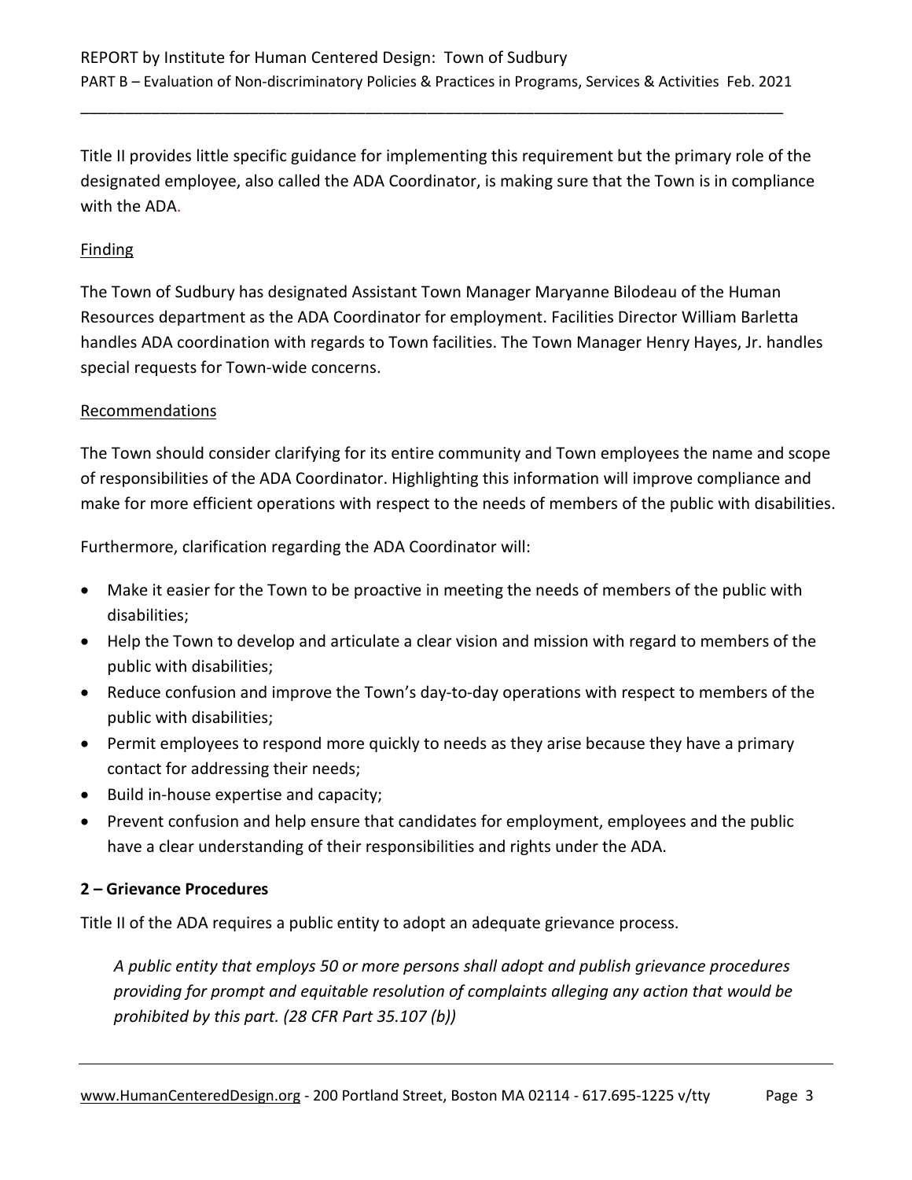Title II provides little specific guidance for implementing this requirement but the primary role of the designated employee, also called the ADA Coordinator, is making sure that the Town is in compliance with the ADA.

Finding

The Town of Sudbury has designated Assistant Town Manager Maryanne Bilodeau of the Human Resources department as the ADA Coordinator for employment. Facilities Director William Barletta handles ADA coordination with regards to Town facilities. The Town Manager Henry Hayes, Jr. handles special requests for Town-wide concerns.

Recommendations

The Town should consider clarifying for its entire community and Town employees the name and scope of responsibilities of the ADA Coordinator. Highlighting this information will improve compliance and make for more efficient operations with respect to the needs of members of the public with disabilities.

Furthermore, clarification regarding the ADA Coordinator will:

- Make it easier for the Town to be proactive in meeting the needs of members of the public with disabilities;
- Help the Town to develop and articulate a clear vision and mission with regard to members of the public with disabilities;
- Reduce confusion and improve the Town's day-to-day operations with respect to members of the public with disabilities;
- Permit employees to respond more quickly to needs as they arise because they have a primary contact for addressing their needs;
- Build in-house expertise and capacity;
- Prevent confusion and help ensure that candidates for employment, employees and the public have a clear understanding of their responsibilities and rights under the ADA.

**2 – Grievance Procedures**

Title II of the ADA requires a public entity to adopt an adequate grievance process.

*A public entity that employs 50 or more persons shall adopt and publish grievance procedures providing for prompt and equitable resolution of complaints alleging any action that would be prohibited by this part. (28 CFR Part 35.107 (b))*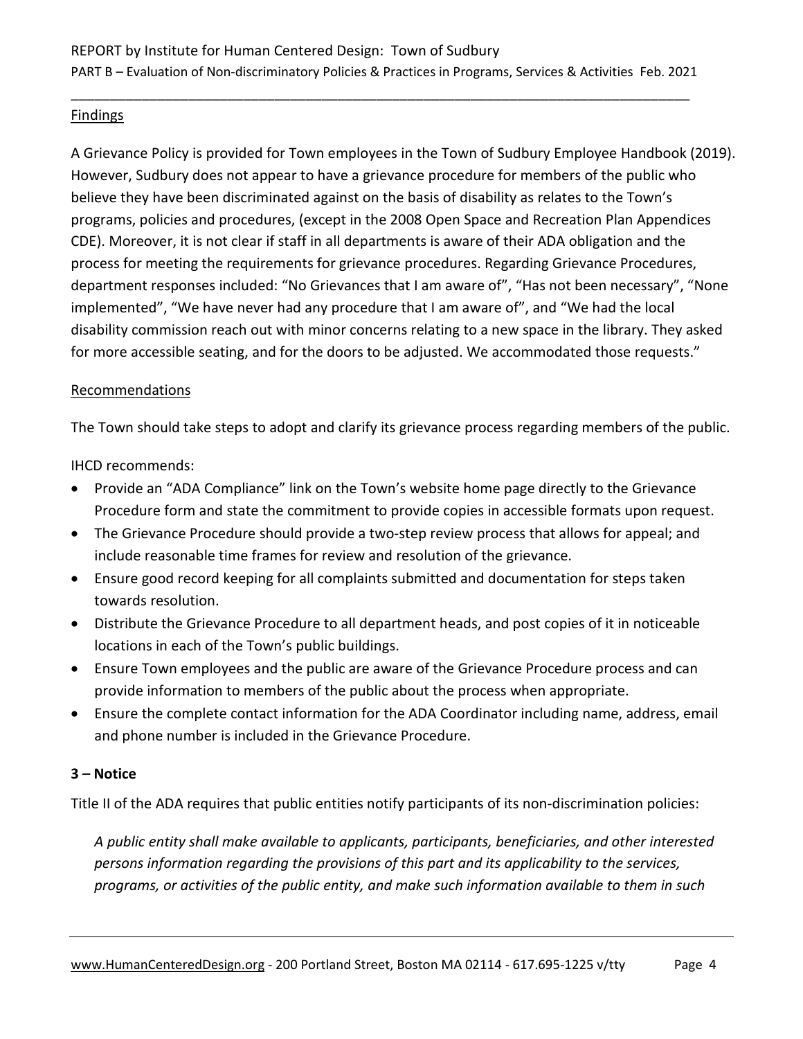Findings

A Grievance Policy is provided for Town employees in the Town of Sudbury Employee Handbook (2019). However, Sudbury does not appear to have a grievance procedure for members of the public who believe they have been discriminated against on the basis of disability as relates to the Town's programs, policies and procedures, (except in the 2008 Open Space and Recreation Plan Appendices CDE). Moreover, it is not clear if staff in all departments is aware of their ADA obligation and the process for meeting the requirements for grievance procedures. Regarding Grievance Procedures, department responses included: "No Grievances that I am aware of", "Has not been necessary", "None implemented", "We have never had any procedure that I am aware of", and "We had the local disability commission reach out with minor concerns relating to a new space in the library. They asked for more accessible seating, and for the doors to be adjusted. We accommodated those requests."

Recommendations

The Town should take steps to adopt and clarify its grievance process regarding members of the public.

IHCD recommends:

- Provide an "ADA Compliance" link on the Town's website home page directly to the Grievance Procedure form and state the commitment to provide copies in accessible formats upon request.
- The Grievance Procedure should provide a two-step review process that allows for appeal; and include reasonable time frames for review and resolution of the grievance.
- Ensure good record keeping for all complaints submitted and documentation for steps taken towards resolution.
- Distribute the Grievance Procedure to all department heads, and post copies of it in noticeable locations in each of the Town's public buildings.
- Ensure Town employees and the public are aware of the Grievance Procedure process and can provide information to members of the public about the process when appropriate.
- Ensure the complete contact information for the ADA Coordinator including name, address, email and phone number is included in the Grievance Procedure.

**3 – Notice**

Title II of the ADA requires that public entities notify participants of its non-discrimination policies:

> *A public entity shall make available to applicants, participants, beneficiaries, and other interested persons information regarding the provisions of this part and its applicability to the services, programs, or activities of the public entity, and make such information available to them in such*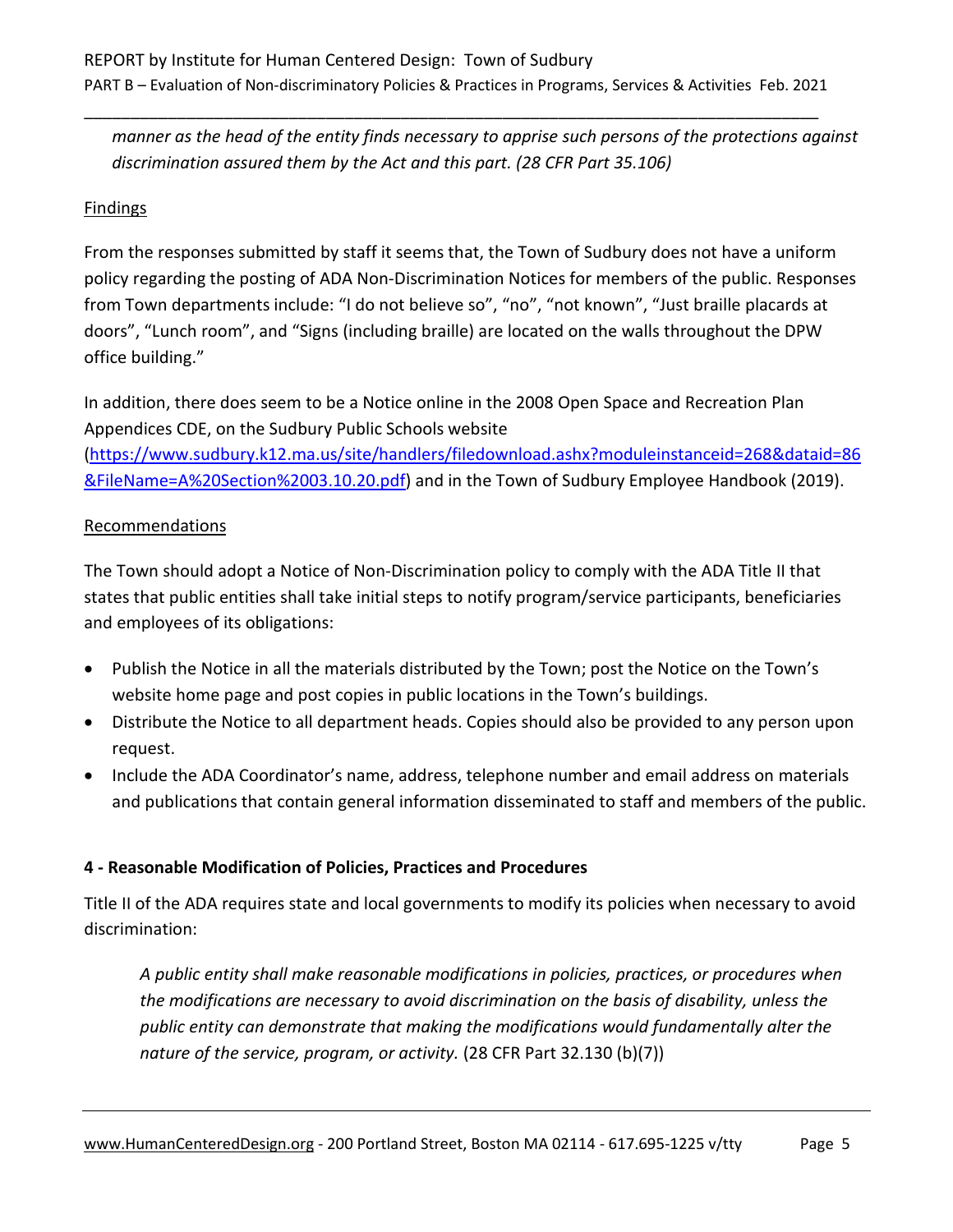*manner as the head of the entity finds necessary to apprise such persons of the protections against discrimination assured them by the Act and this part. (28 CFR Part 35.106)*

Findings

From the responses submitted by staff it seems that, the Town of Sudbury does not have a uniform policy regarding the posting of ADA Non-Discrimination Notices for members of the public. Responses from Town departments include: "I do not believe so", "no", "not known", "Just braille placards at doors", "Lunch room", and "Signs (including braille) are located on the walls throughout the DPW office building."

In addition, there does seem to be a Notice online in the 2008 Open Space and Recreation Plan Appendices CDE, on the Sudbury Public Schools website ([https://www.sudbury.k12.ma.us/site/handlers/filedownload.ashx?moduleinstanceid=268&dataid=86&FileName=A%20Section%2003.10.20.pdf](https://www.sudbury.k12.ma.us/site/handlers/filedownload.ashx?moduleinstanceid=268&dataid=86&FileName=A%20Section%2003.10.20.pdf)) and in the Town of Sudbury Employee Handbook (2019).

Recommendations

The Town should adopt a Notice of Non-Discrimination policy to comply with the ADA Title II that states that public entities shall take initial steps to notify program/service participants, beneficiaries and employees of its obligations:

- Publish the Notice in all the materials distributed by the Town; post the Notice on the Town's website home page and post copies in public locations in the Town's buildings.
- Distribute the Notice to all department heads. Copies should also be provided to any person upon request.
- Include the ADA Coordinator's name, address, telephone number and email address on materials and publications that contain general information disseminated to staff and members of the public.

**4 - Reasonable Modification of Policies, Practices and Procedures**

Title II of the ADA requires state and local governments to modify its policies when necessary to avoid discrimination:

> *A public entity shall make reasonable modifications in policies, practices, or procedures when the modifications are necessary to avoid discrimination on the basis of disability, unless the public entity can demonstrate that making the modifications would fundamentally alter the nature of the service, program, or activity.* (28 CFR Part 32.130 (b)(7))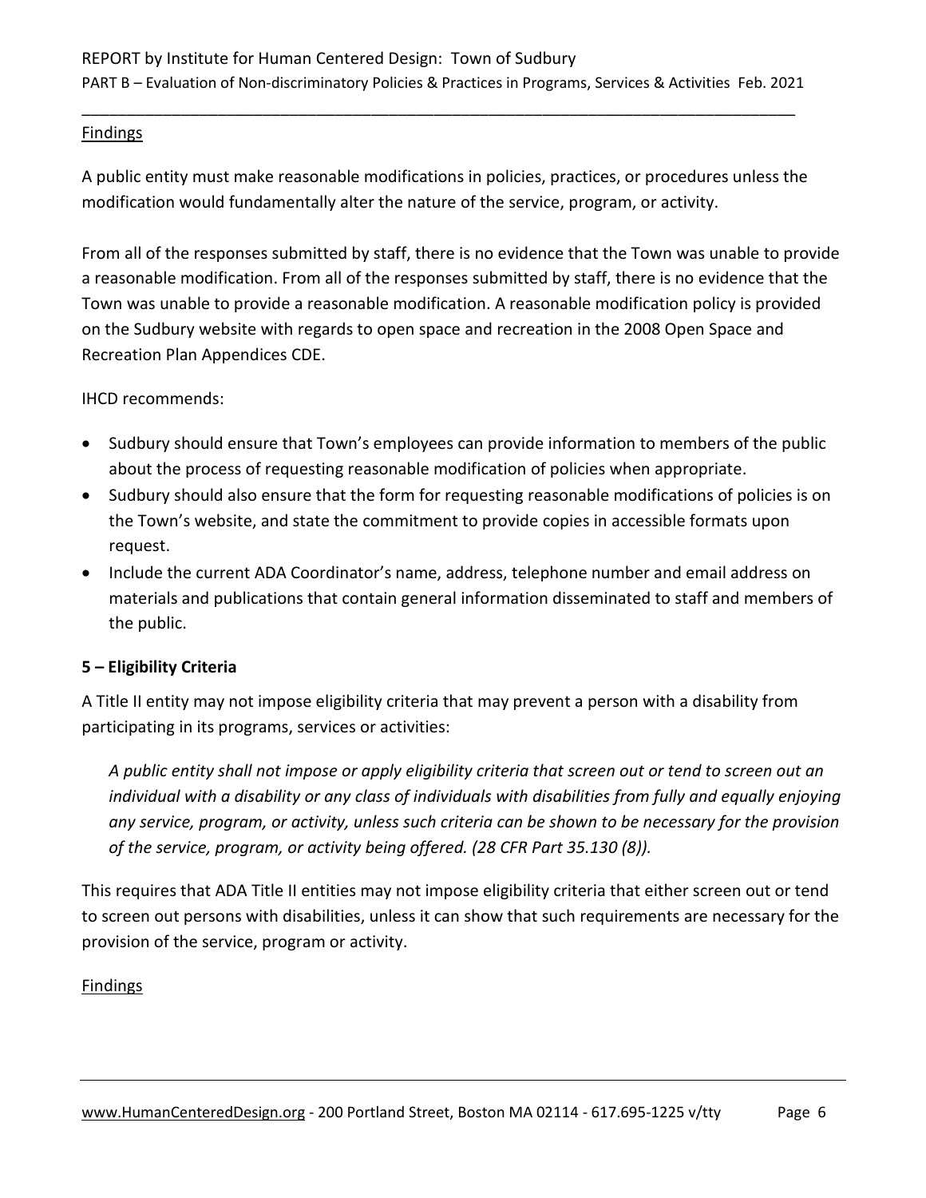Findings

A public entity must make reasonable modifications in policies, practices, or procedures unless the modification would fundamentally alter the nature of the service, program, or activity.

From all of the responses submitted by staff, there is no evidence that the Town was unable to provide a reasonable modification. From all of the responses submitted by staff, there is no evidence that the Town was unable to provide a reasonable modification. A reasonable modification policy is provided on the Sudbury website with regards to open space and recreation in the 2008 Open Space and Recreation Plan Appendices CDE.

IHCD recommends:

- Sudbury should ensure that Town's employees can provide information to members of the public about the process of requesting reasonable modification of policies when appropriate.
- Sudbury should also ensure that the form for requesting reasonable modifications of policies is on the Town's website, and state the commitment to provide copies in accessible formats upon request.
- Include the current ADA Coordinator's name, address, telephone number and email address on materials and publications that contain general information disseminated to staff and members of the public.

**5 – Eligibility Criteria**

A Title II entity may not impose eligibility criteria that may prevent a person with a disability from participating in its programs, services or activities:

> *A public entity shall not impose or apply eligibility criteria that screen out or tend to screen out an individual with a disability or any class of individuals with disabilities from fully and equally enjoying any service, program, or activity, unless such criteria can be shown to be necessary for the provision of the service, program, or activity being offered. (28 CFR Part 35.130 (8)).*

This requires that ADA Title II entities may not impose eligibility criteria that either screen out or tend to screen out persons with disabilities, unless it can show that such requirements are necessary for the provision of the service, program or activity.

Findings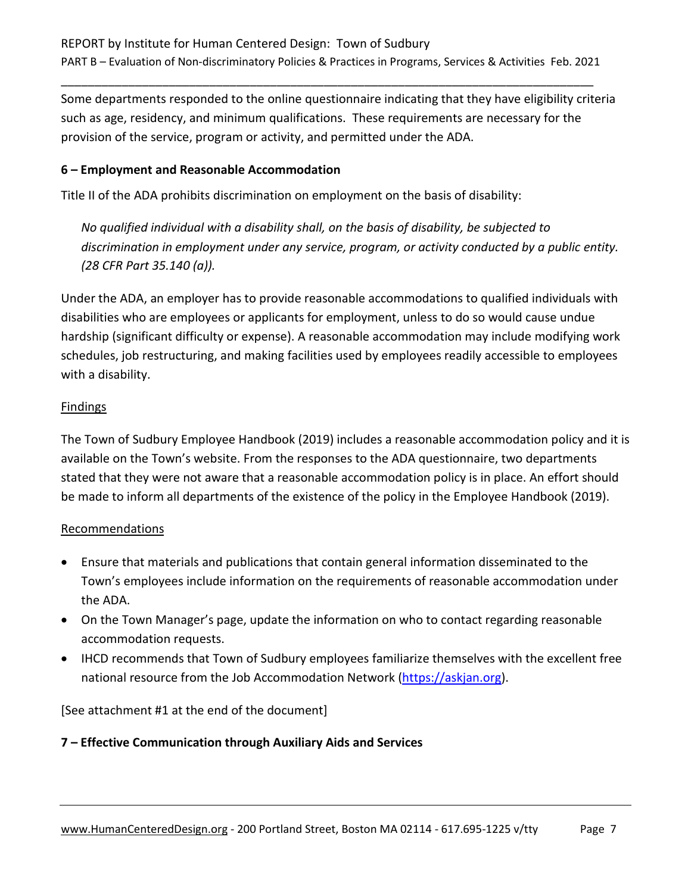Some departments responded to the online questionnaire indicating that they have eligibility criteria such as age, residency, and minimum qualifications. These requirements are necessary for the provision of the service, program or activity, and permitted under the ADA.

**6 – Employment and Reasonable Accommodation**

Title II of the ADA prohibits discrimination on employment on the basis of disability:

> *No qualified individual with a disability shall, on the basis of disability, be subjected to discrimination in employment under any service, program, or activity conducted by a public entity. (28 CFR Part 35.140 (a)).*

Under the ADA, an employer has to provide reasonable accommodations to qualified individuals with disabilities who are employees or applicants for employment, unless to do so would cause undue hardship (significant difficulty or expense). A reasonable accommodation may include modifying work schedules, job restructuring, and making facilities used by employees readily accessible to employees with a disability.

Findings

The Town of Sudbury Employee Handbook (2019) includes a reasonable accommodation policy and it is available on the Town's website. From the responses to the ADA questionnaire, two departments stated that they were not aware that a reasonable accommodation policy is in place. An effort should be made to inform all departments of the existence of the policy in the Employee Handbook (2019).

Recommendations

- Ensure that materials and publications that contain general information disseminated to the Town's employees include information on the requirements of reasonable accommodation under the ADA.
- On the Town Manager's page, update the information on who to contact regarding reasonable accommodation requests.
- IHCD recommends that Town of Sudbury employees familiarize themselves with the excellent free national resource from the Job Accommodation Network (https://askjan.org).

[See attachment #1 at the end of the document]

**7 – Effective Communication through Auxiliary Aids and Services**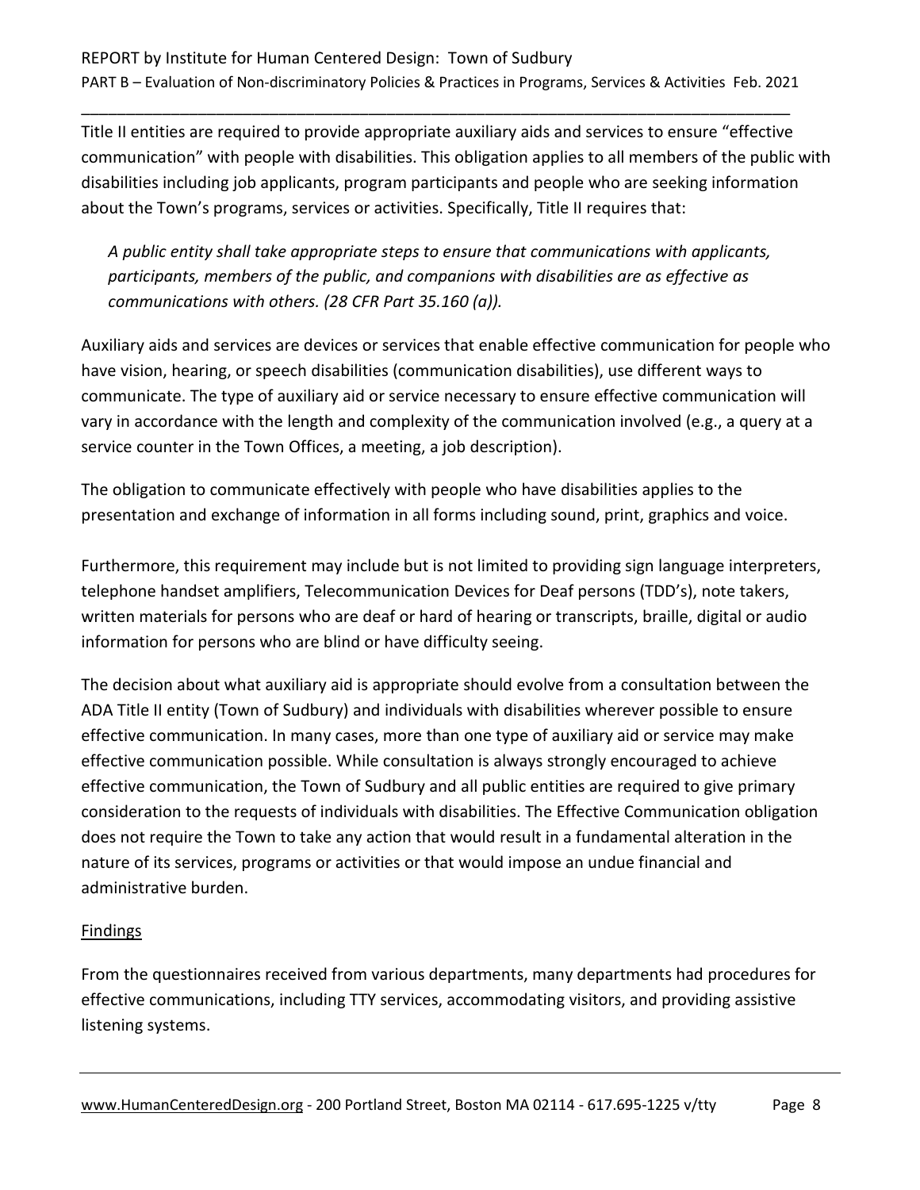Title II entities are required to provide appropriate auxiliary aids and services to ensure "effective communication" with people with disabilities. This obligation applies to all members of the public with disabilities including job applicants, program participants and people who are seeking information about the Town's programs, services or activities. Specifically, Title II requires that:

> *A public entity shall take appropriate steps to ensure that communications with applicants, participants, members of the public, and companions with disabilities are as effective as communications with others. (28 CFR Part 35.160 (a)).*

Auxiliary aids and services are devices or services that enable effective communication for people who have vision, hearing, or speech disabilities (communication disabilities), use different ways to communicate. The type of auxiliary aid or service necessary to ensure effective communication will vary in accordance with the length and complexity of the communication involved (e.g., a query at a service counter in the Town Offices, a meeting, a job description).

The obligation to communicate effectively with people who have disabilities applies to the presentation and exchange of information in all forms including sound, print, graphics and voice.

Furthermore, this requirement may include but is not limited to providing sign language interpreters, telephone handset amplifiers, Telecommunication Devices for Deaf persons (TDD's), note takers, written materials for persons who are deaf or hard of hearing or transcripts, braille, digital or audio information for persons who are blind or have difficulty seeing.

The decision about what auxiliary aid is appropriate should evolve from a consultation between the ADA Title II entity (Town of Sudbury) and individuals with disabilities wherever possible to ensure effective communication. In many cases, more than one type of auxiliary aid or service may make effective communication possible. While consultation is always strongly encouraged to achieve effective communication, the Town of Sudbury and all public entities are required to give primary consideration to the requests of individuals with disabilities. The Effective Communication obligation does not require the Town to take any action that would result in a fundamental alteration in the nature of its services, programs or activities or that would impose an undue financial and administrative burden.

Findings

From the questionnaires received from various departments, many departments had procedures for effective communications, including TTY services, accommodating visitors, and providing assistive listening systems.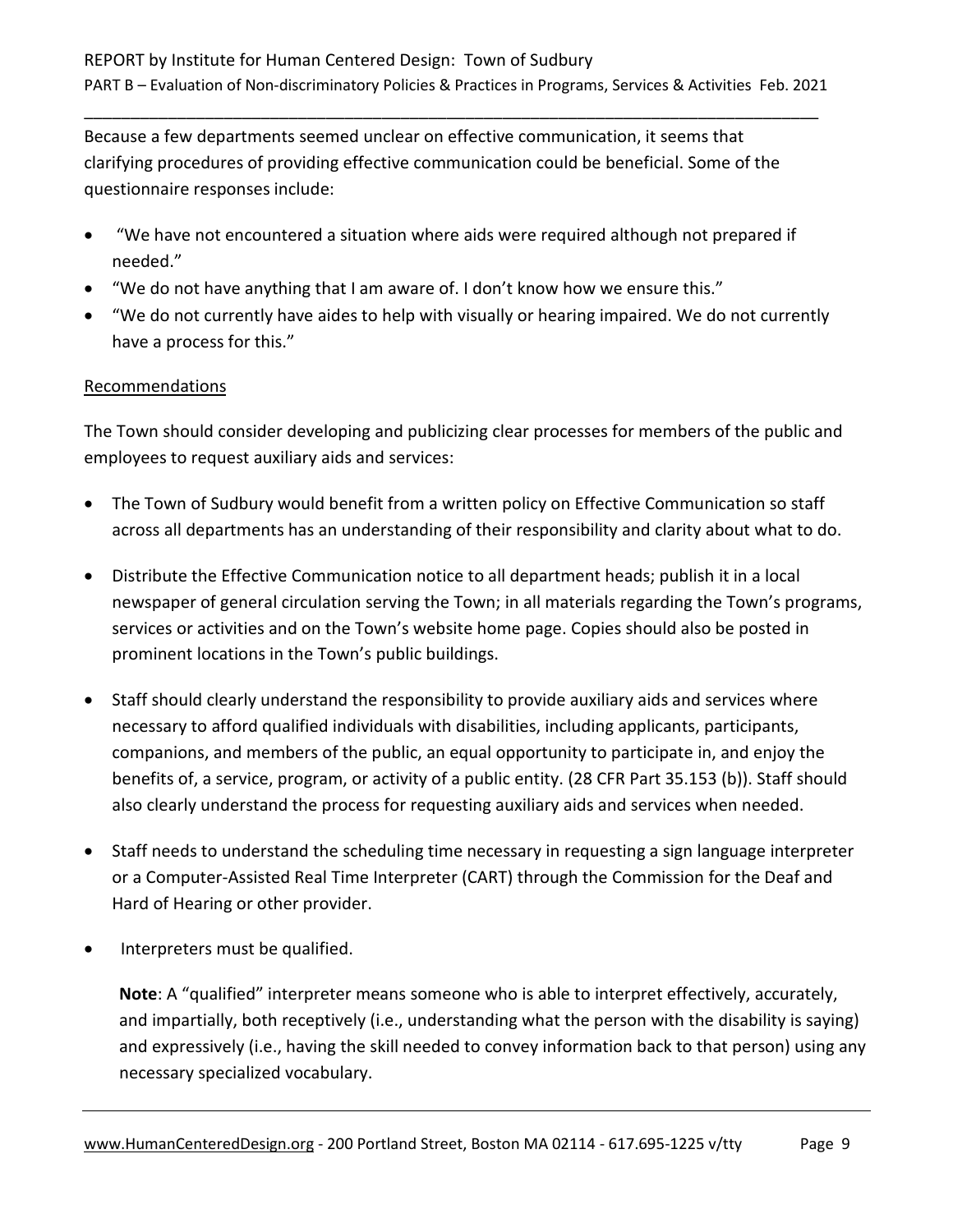Because a few departments seemed unclear on effective communication, it seems that clarifying procedures of providing effective communication could be beneficial. Some of the questionnaire responses include:

- "We have not encountered a situation where aids were required although not prepared if needed."
- "We do not have anything that I am aware of. I don't know how we ensure this."
- "We do not currently have aides to help with visually or hearing impaired. We do not currently have a process for this."

Recommendations

The Town should consider developing and publicizing clear processes for members of the public and employees to request auxiliary aids and services:

- The Town of Sudbury would benefit from a written policy on Effective Communication so staff across all departments has an understanding of their responsibility and clarity about what to do.
- Distribute the Effective Communication notice to all department heads; publish it in a local newspaper of general circulation serving the Town; in all materials regarding the Town's programs, services or activities and on the Town's website home page. Copies should also be posted in prominent locations in the Town's public buildings.
- Staff should clearly understand the responsibility to provide auxiliary aids and services where necessary to afford qualified individuals with disabilities, including applicants, participants, companions, and members of the public, an equal opportunity to participate in, and enjoy the benefits of, a service, program, or activity of a public entity. (28 CFR Part 35.153 (b)). Staff should also clearly understand the process for requesting auxiliary aids and services when needed.
- Staff needs to understand the scheduling time necessary in requesting a sign language interpreter or a Computer-Assisted Real Time Interpreter (CART) through the Commission for the Deaf and Hard of Hearing or other provider.
- Interpreters must be qualified.

  **Note**: A "qualified" interpreter means someone who is able to interpret effectively, accurately, and impartially, both receptively (i.e., understanding what the person with the disability is saying) and expressively (i.e., having the skill needed to convey information back to that person) using any necessary specialized vocabulary.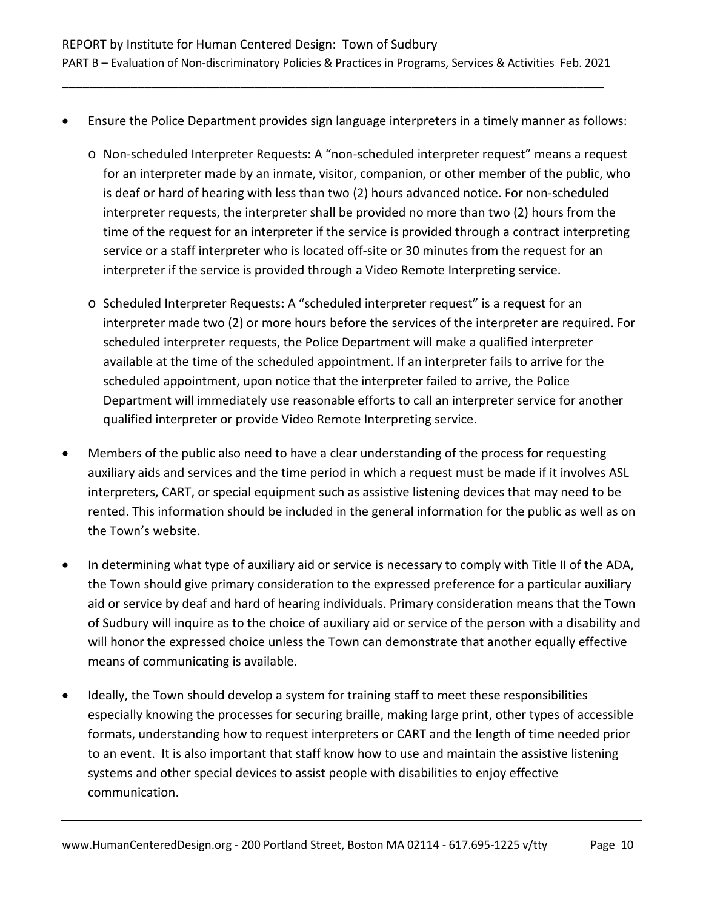- Ensure the Police Department provides sign language interpreters in a timely manner as follows:
    - Non-scheduled Interpreter Requests**:** A "non-scheduled interpreter request" means a request for an interpreter made by an inmate, visitor, companion, or other member of the public, who is deaf or hard of hearing with less than two (2) hours advanced notice. For non-scheduled interpreter requests, the interpreter shall be provided no more than two (2) hours from the time of the request for an interpreter if the service is provided through a contract interpreting service or a staff interpreter who is located off-site or 30 minutes from the request for an interpreter if the service is provided through a Video Remote Interpreting service.
    - Scheduled Interpreter Requests**:** A "scheduled interpreter request" is a request for an interpreter made two (2) or more hours before the services of the interpreter are required. For scheduled interpreter requests, the Police Department will make a qualified interpreter available at the time of the scheduled appointment. If an interpreter fails to arrive for the scheduled appointment, upon notice that the interpreter failed to arrive, the Police Department will immediately use reasonable efforts to call an interpreter service for another qualified interpreter or provide Video Remote Interpreting service.
- Members of the public also need to have a clear understanding of the process for requesting auxiliary aids and services and the time period in which a request must be made if it involves ASL interpreters, CART, or special equipment such as assistive listening devices that may need to be rented. This information should be included in the general information for the public as well as on the Town's website.
- In determining what type of auxiliary aid or service is necessary to comply with Title II of the ADA, the Town should give primary consideration to the expressed preference for a particular auxiliary aid or service by deaf and hard of hearing individuals. Primary consideration means that the Town of Sudbury will inquire as to the choice of auxiliary aid or service of the person with a disability and will honor the expressed choice unless the Town can demonstrate that another equally effective means of communicating is available.
- Ideally, the Town should develop a system for training staff to meet these responsibilities especially knowing the processes for securing braille, making large print, other types of accessible formats, understanding how to request interpreters or CART and the length of time needed prior to an event. It is also important that staff know how to use and maintain the assistive listening systems and other special devices to assist people with disabilities to enjoy effective communication.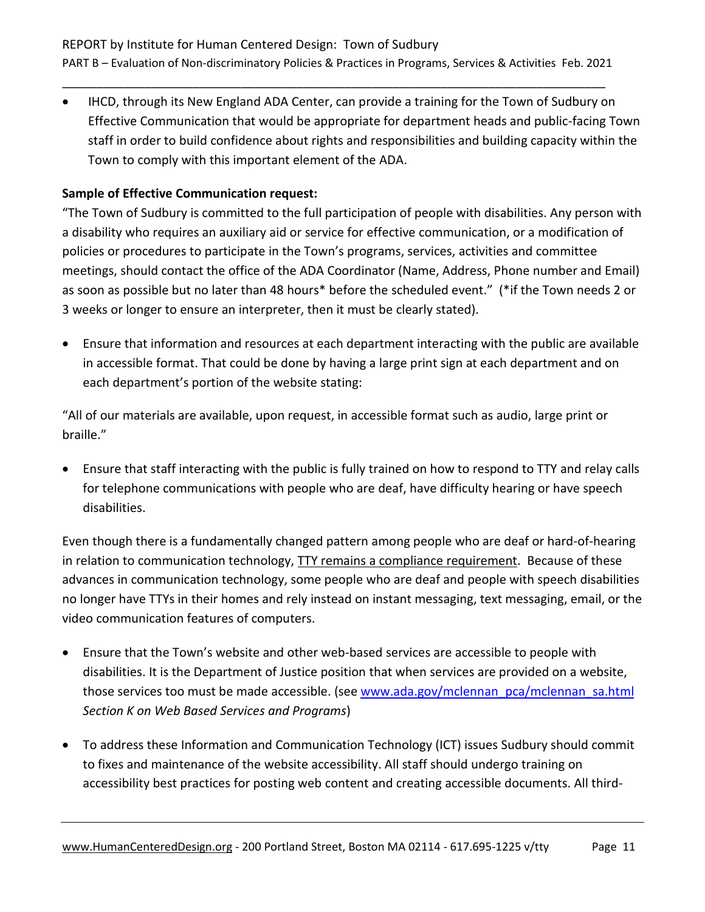- IHCD, through its New England ADA Center, can provide a training for the Town of Sudbury on Effective Communication that would be appropriate for department heads and public-facing Town staff in order to build confidence about rights and responsibilities and building capacity within the Town to comply with this important element of the ADA.

**Sample of Effective Communication request:**

"The Town of Sudbury is committed to the full participation of people with disabilities. Any person with a disability who requires an auxiliary aid or service for effective communication, or a modification of policies or procedures to participate in the Town's programs, services, activities and committee meetings, should contact the office of the ADA Coordinator (Name, Address, Phone number and Email) as soon as possible but no later than 48 hours* before the scheduled event." (*if the Town needs 2 or 3 weeks or longer to ensure an interpreter, then it must be clearly stated).

- Ensure that information and resources at each department interacting with the public are available in accessible format. That could be done by having a large print sign at each department and on each department's portion of the website stating:

"All of our materials are available, upon request, in accessible format such as audio, large print or braille."

- Ensure that staff interacting with the public is fully trained on how to respond to TTY and relay calls for telephone communications with people who are deaf, have difficulty hearing or have speech disabilities.

Even though there is a fundamentally changed pattern among people who are deaf or hard-of-hearing in relation to communication technology, TTY remains a compliance requirement. Because of these advances in communication technology, some people who are deaf and people with speech disabilities no longer have TTYs in their homes and rely instead on instant messaging, text messaging, email, or the video communication features of computers.

- Ensure that the Town's website and other web-based services are accessible to people with disabilities. It is the Department of Justice position that when services are provided on a website, those services too must be made accessible. (see www.ada.gov/mclennan_pca/mclennan_sa.html *Section K on Web Based Services and Programs*)

- To address these Information and Communication Technology (ICT) issues Sudbury should commit to fixes and maintenance of the website accessibility. All staff should undergo training on accessibility best practices for posting web content and creating accessible documents. All third-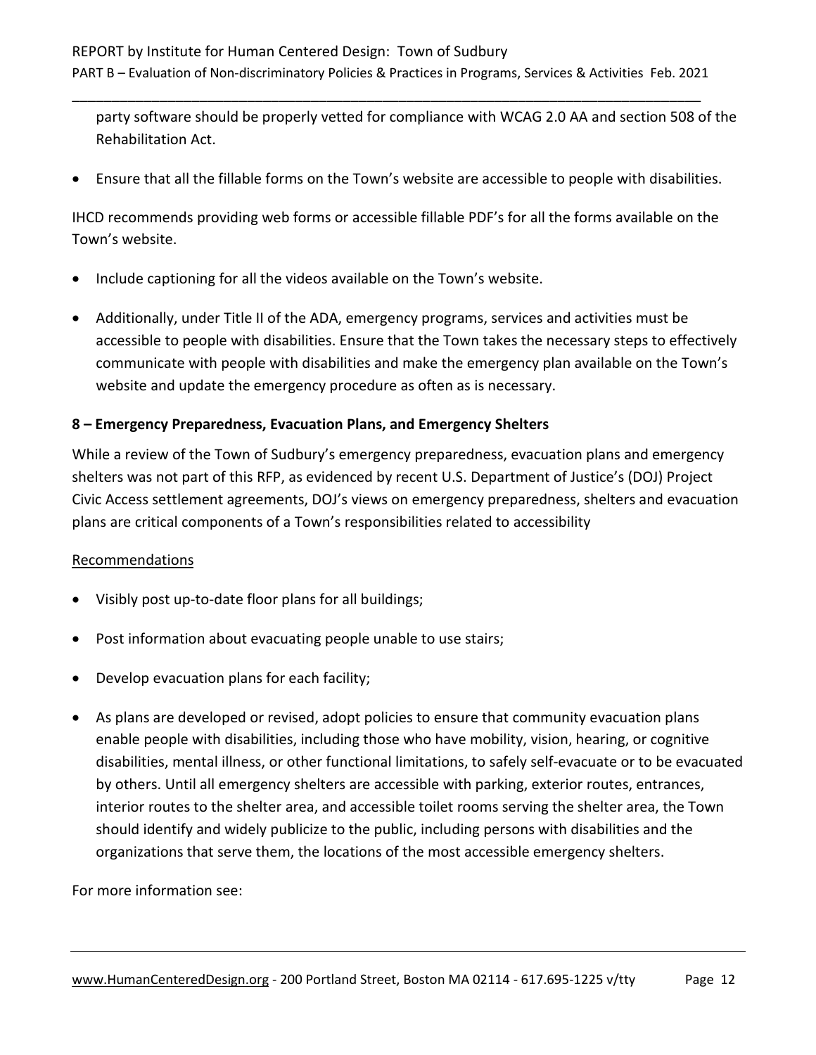party software should be properly vetted for compliance with WCAG 2.0 AA and section 508 of the Rehabilitation Act.

- Ensure that all the fillable forms on the Town's website are accessible to people with disabilities.

IHCD recommends providing web forms or accessible fillable PDF's for all the forms available on the Town's website.

- Include captioning for all the videos available on the Town's website.
- Additionally, under Title II of the ADA, emergency programs, services and activities must be accessible to people with disabilities. Ensure that the Town takes the necessary steps to effectively communicate with people with disabilities and make the emergency plan available on the Town's website and update the emergency procedure as often as is necessary.

**8 – Emergency Preparedness, Evacuation Plans, and Emergency Shelters**

While a review of the Town of Sudbury's emergency preparedness, evacuation plans and emergency shelters was not part of this RFP, as evidenced by recent U.S. Department of Justice's (DOJ) Project Civic Access settlement agreements, DOJ's views on emergency preparedness, shelters and evacuation plans are critical components of a Town's responsibilities related to accessibility

Recommendations

- Visibly post up-to-date floor plans for all buildings;
- Post information about evacuating people unable to use stairs;
- Develop evacuation plans for each facility;
- As plans are developed or revised, adopt policies to ensure that community evacuation plans enable people with disabilities, including those who have mobility, vision, hearing, or cognitive disabilities, mental illness, or other functional limitations, to safely self-evacuate or to be evacuated by others. Until all emergency shelters are accessible with parking, exterior routes, entrances, interior routes to the shelter area, and accessible toilet rooms serving the shelter area, the Town should identify and widely publicize to the public, including persons with disabilities and the organizations that serve them, the locations of the most accessible emergency shelters.

For more information see: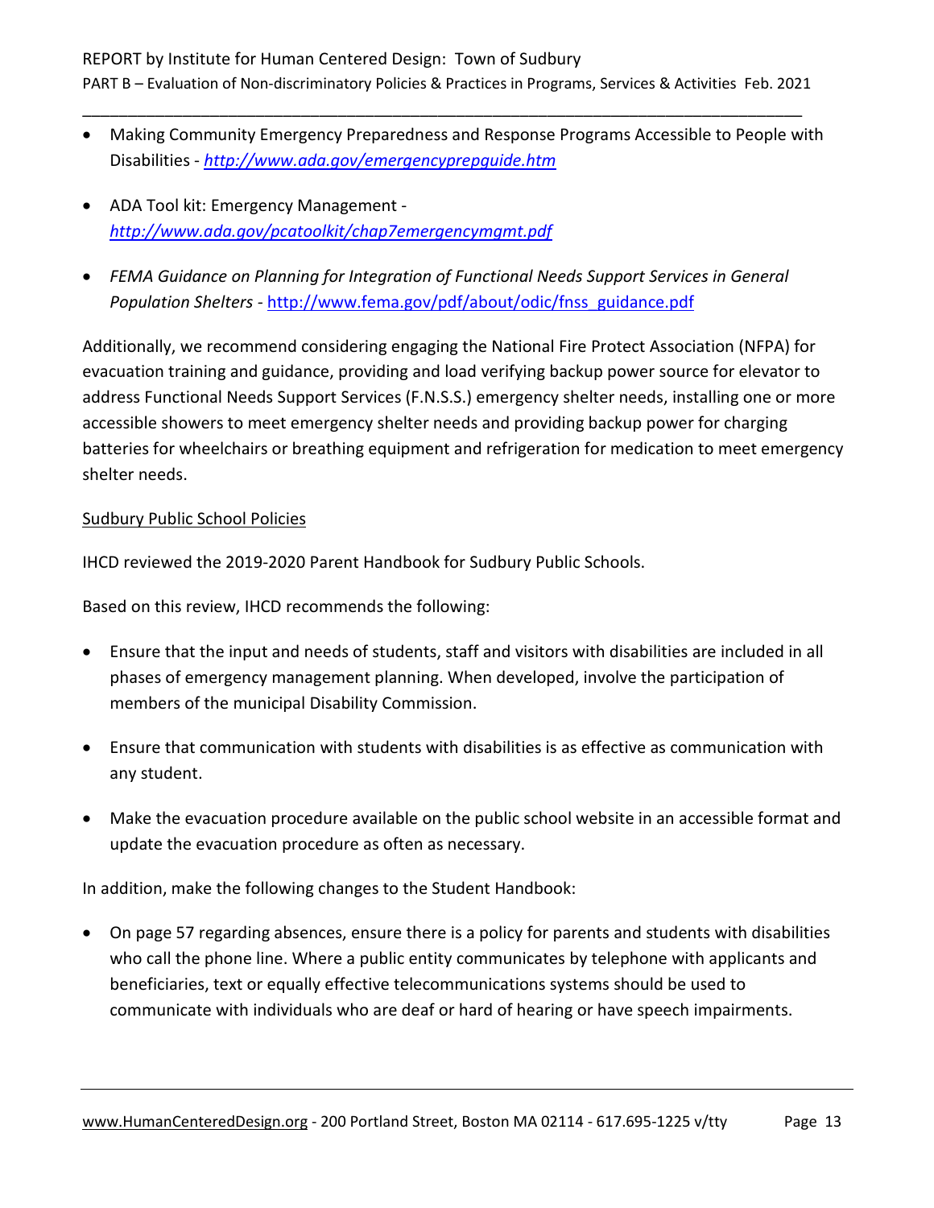- Making Community Emergency Preparedness and Response Programs Accessible to People with Disabilities - *http://www.ada.gov/emergencyprepguide.htm*

- ADA Tool kit: Emergency Management - *http://www.ada.gov/pcatoolkit/chap7emergencymgmt.pdf*

- *FEMA Guidance on Planning for Integration of Functional Needs Support Services in General Population Shelters* - http://www.fema.gov/pdf/about/odic/fnss_guidance.pdf

Additionally, we recommend considering engaging the National Fire Protect Association (NFPA) for evacuation training and guidance, providing and load verifying backup power source for elevator to address Functional Needs Support Services (F.N.S.S.) emergency shelter needs, installing one or more accessible showers to meet emergency shelter needs and providing backup power for charging batteries for wheelchairs or breathing equipment and refrigeration for medication to meet emergency shelter needs.

Sudbury Public School Policies

IHCD reviewed the 2019-2020 Parent Handbook for Sudbury Public Schools.

Based on this review, IHCD recommends the following:

- Ensure that the input and needs of students, staff and visitors with disabilities are included in all phases of emergency management planning. When developed, involve the participation of members of the municipal Disability Commission.

- Ensure that communication with students with disabilities is as effective as communication with any student.

- Make the evacuation procedure available on the public school website in an accessible format and update the evacuation procedure as often as necessary.

In addition, make the following changes to the Student Handbook:

- On page 57 regarding absences, ensure there is a policy for parents and students with disabilities who call the phone line. Where a public entity communicates by telephone with applicants and beneficiaries, text or equally effective telecommunications systems should be used to communicate with individuals who are deaf or hard of hearing or have speech impairments.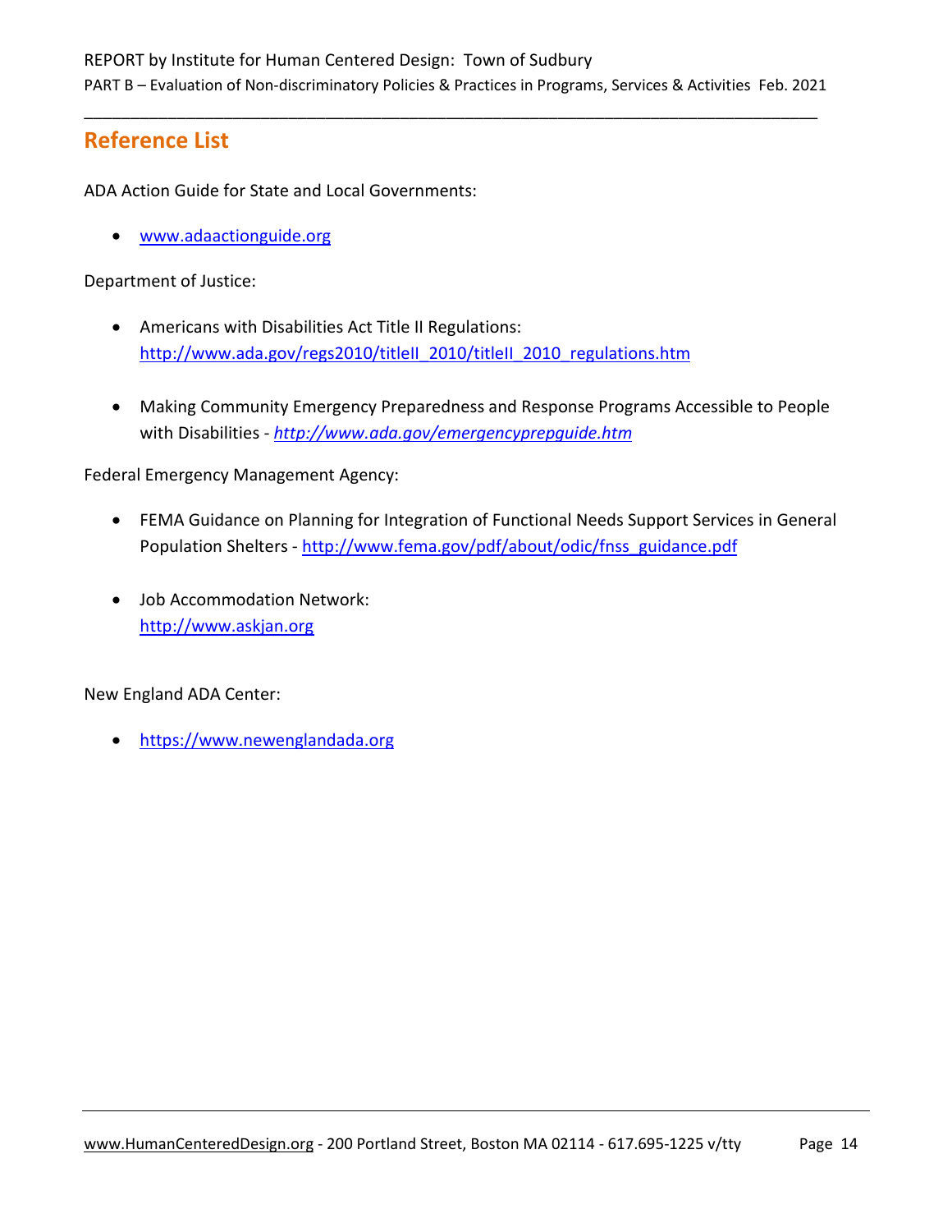## Reference List

ADA Action Guide for State and Local Governments:

- www.adaactionguide.org

Department of Justice:

- Americans with Disabilities Act Title II Regulations: http://www.ada.gov/regs2010/titleII_2010/titleII_2010_regulations.htm

- Making Community Emergency Preparedness and Response Programs Accessible to People with Disabilities - *http://www.ada.gov/emergencyprepguide.htm*

Federal Emergency Management Agency:

- FEMA Guidance on Planning for Integration of Functional Needs Support Services in General Population Shelters - http://www.fema.gov/pdf/about/odic/fnss_guidance.pdf

- Job Accommodation Network: http://www.askjan.org

New England ADA Center:

- https://www.newenglandada.org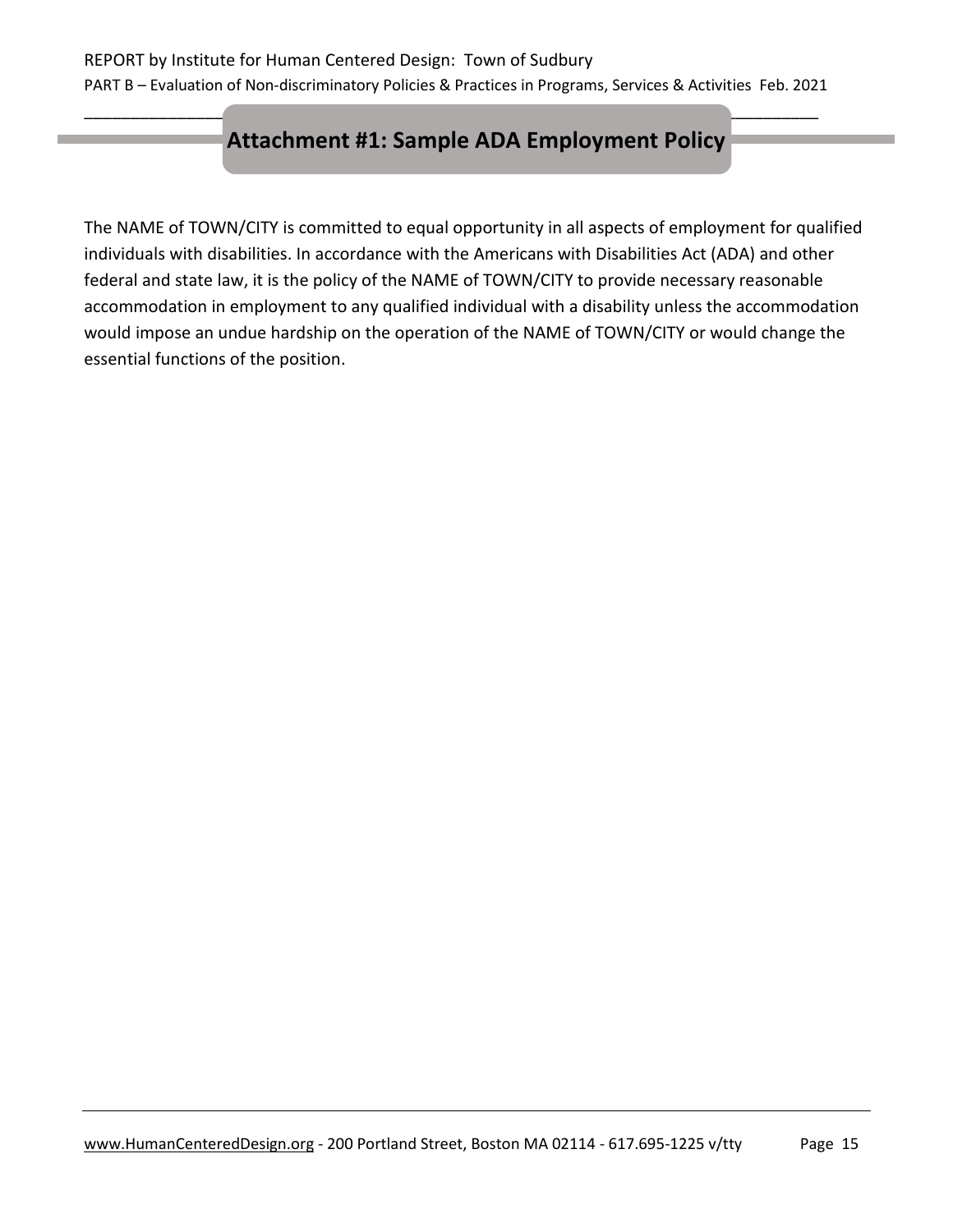## Attachment #1: Sample ADA Employment Policy

The NAME of TOWN/CITY is committed to equal opportunity in all aspects of employment for qualified individuals with disabilities. In accordance with the Americans with Disabilities Act (ADA) and other federal and state law, it is the policy of the NAME of TOWN/CITY to provide necessary reasonable accommodation in employment to any qualified individual with a disability unless the accommodation would impose an undue hardship on the operation of the NAME of TOWN/CITY or would change the essential functions of the position.